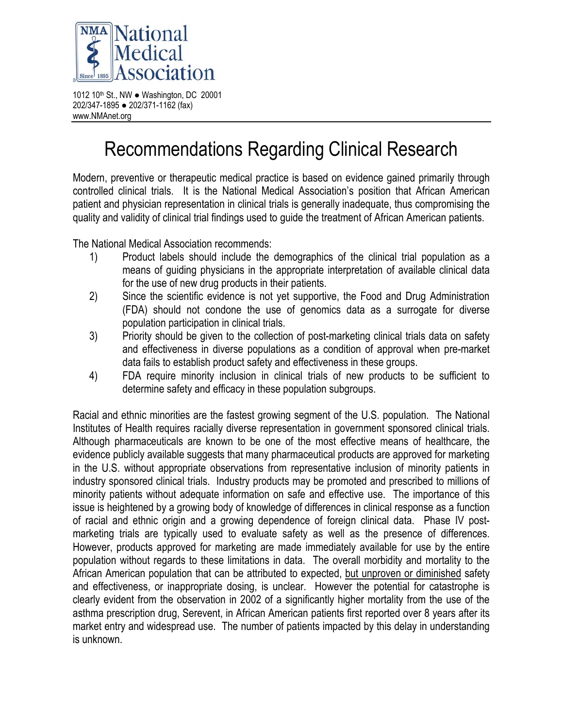National Medical Association

1012 10th St., NW ● Washington, DC 20001
202/347-1895 ● 202/371-1162 (fax)
www.NMAnet.org

# Recommendations Regarding Clinical Research

Modern, preventive or therapeutic medical practice is based on evidence gained primarily through controlled clinical trials. It is the National Medical Association's position that African American patient and physician representation in clinical trials is generally inadequate, thus compromising the quality and validity of clinical trial findings used to guide the treatment of African American patients.

The National Medical Association recommends:

1) Product labels should include the demographics of the clinical trial population as a means of guiding physicians in the appropriate interpretation of available clinical data for the use of new drug products in their patients.
2) Since the scientific evidence is not yet supportive, the Food and Drug Administration (FDA) should not condone the use of genomics data as a surrogate for diverse population participation in clinical trials.
3) Priority should be given to the collection of post-marketing clinical trials data on safety and effectiveness in diverse populations as a condition of approval when pre-market data fails to establish product safety and effectiveness in these groups.
4) FDA require minority inclusion in clinical trials of new products to be sufficient to determine safety and efficacy in these population subgroups.

Racial and ethnic minorities are the fastest growing segment of the U.S. population. The National Institutes of Health requires racially diverse representation in government sponsored clinical trials. Although pharmaceuticals are known to be one of the most effective means of healthcare, the evidence publicly available suggests that many pharmaceutical products are approved for marketing in the U.S. without appropriate observations from representative inclusion of minority patients in industry sponsored clinical trials. Industry products may be promoted and prescribed to millions of minority patients without adequate information on safe and effective use. The importance of this issue is heightened by a growing body of knowledge of differences in clinical response as a function of racial and ethnic origin and a growing dependence of foreign clinical data. Phase IV post-marketing trials are typically used to evaluate safety as well as the presence of differences. However, products approved for marketing are made immediately available for use by the entire population without regards to these limitations in data. The overall morbidity and mortality to the African American population that can be attributed to expected, <u>but unproven or diminished</u> safety and effectiveness, or inappropriate dosing, is unclear. However the potential for catastrophe is clearly evident from the observation in 2002 of a significantly higher mortality from the use of the asthma prescription drug, Serevent, in African American patients first reported over 8 years after its market entry and widespread use. The number of patients impacted by this delay in understanding is unknown.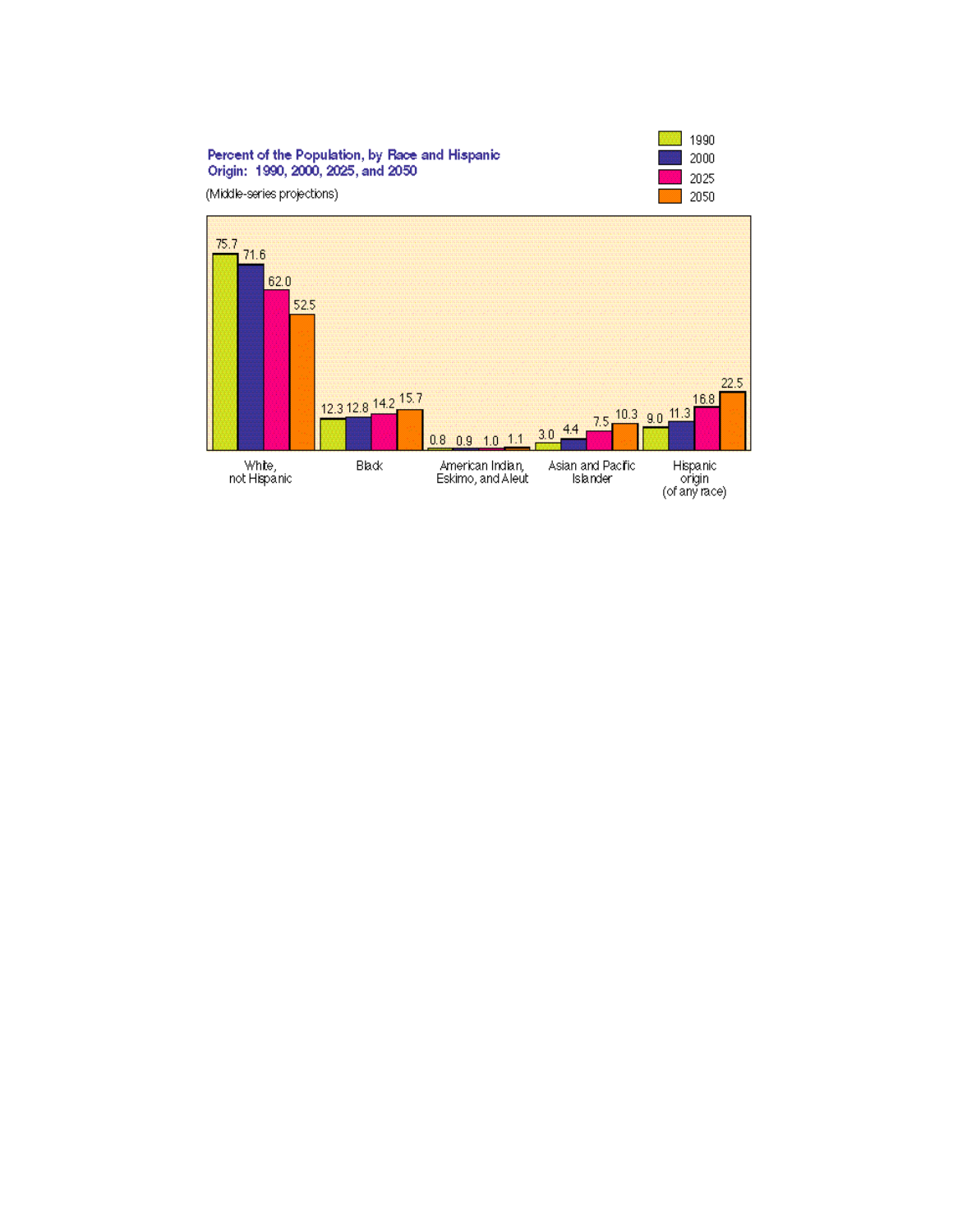**Percent of the Population, by Race and Hispanic Origin: 1990, 2000, 2025, and 2050**

(Middle-series projections)

1990
2000
2025
2050

75.7
71.6
62.0
52.5

12.3
12.8
14.2
15.7

0.8
0.9
1.0
1.1

3.0
4.4
7.5
10.3

9.0
11.3
16.8
22.5

White, not Hispanic
Black
American Indian, Eskimo, and Aleut
Asian and Pacific Islander
Hispanic origin (of any race)